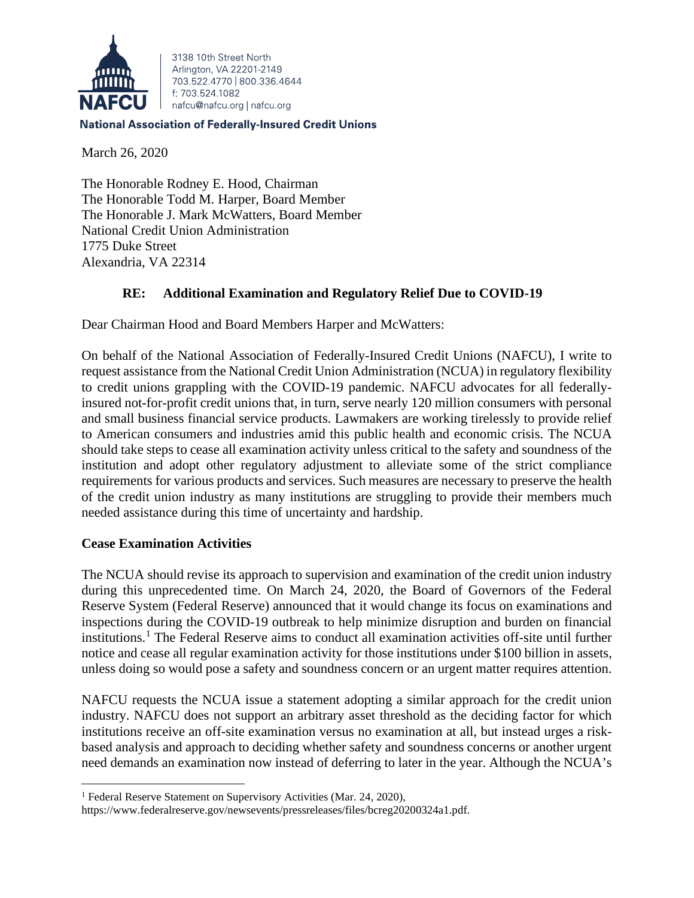3138 10th Street North
Arlington, VA 22201-2149
703.522.4770 | 800.336.4644
f: 703.524.1082
nafcu@nafcu.org | nafcu.org

**National Association of Federally-Insured Credit Unions**

March 26, 2020

The Honorable Rodney E. Hood, Chairman
The Honorable Todd M. Harper, Board Member
The Honorable J. Mark McWatters, Board Member
National Credit Union Administration
1775 Duke Street
Alexandria, VA 22314

**RE: Additional Examination and Regulatory Relief Due to COVID-19**

Dear Chairman Hood and Board Members Harper and McWatters:

On behalf of the National Association of Federally-Insured Credit Unions (NAFCU), I write to request assistance from the National Credit Union Administration (NCUA) in regulatory flexibility to credit unions grappling with the COVID-19 pandemic. NAFCU advocates for all federally-insured not-for-profit credit unions that, in turn, serve nearly 120 million consumers with personal and small business financial service products. Lawmakers are working tirelessly to provide relief to American consumers and industries amid this public health and economic crisis. The NCUA should take steps to cease all examination activity unless critical to the safety and soundness of the institution and adopt other regulatory adjustment to alleviate some of the strict compliance requirements for various products and services. Such measures are necessary to preserve the health of the credit union industry as many institutions are struggling to provide their members much needed assistance during this time of uncertainty and hardship.

**Cease Examination Activities**

The NCUA should revise its approach to supervision and examination of the credit union industry during this unprecedented time. On March 24, 2020, the Board of Governors of the Federal Reserve System (Federal Reserve) announced that it would change its focus on examinations and inspections during the COVID-19 outbreak to help minimize disruption and burden on financial institutions.[1] The Federal Reserve aims to conduct all examination activities off-site until further notice and cease all regular examination activity for those institutions under $100 billion in assets, unless doing so would pose a safety and soundness concern or an urgent matter requires attention.

NAFCU requests the NCUA issue a statement adopting a similar approach for the credit union industry. NAFCU does not support an arbitrary asset threshold as the deciding factor for which institutions receive an off-site examination versus no examination at all, but instead urges a risk-based analysis and approach to deciding whether safety and soundness concerns or another urgent need demands an examination now instead of deferring to later in the year. Although the NCUA's

[1] Federal Reserve Statement on Supervisory Activities (Mar. 24, 2020), https://www.federalreserve.gov/newsevents/pressreleases/files/bcreg20200324a1.pdf.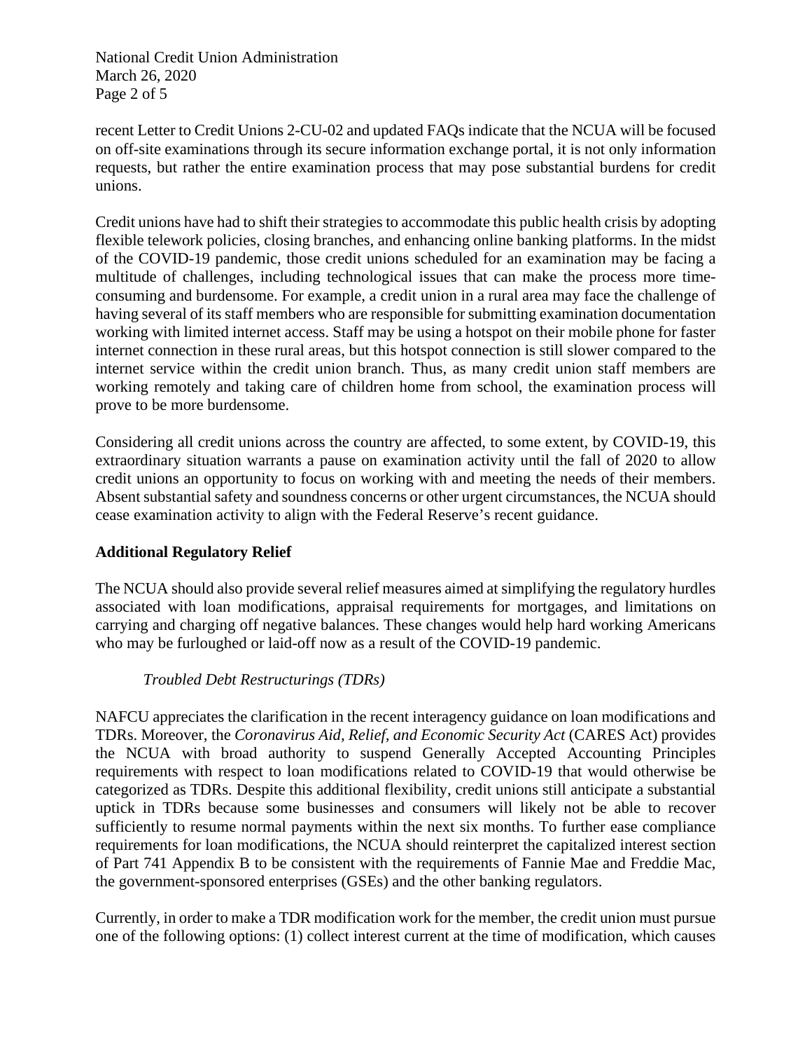recent Letter to Credit Unions 2-CU-02 and updated FAQs indicate that the NCUA will be focused on off-site examinations through its secure information exchange portal, it is not only information requests, but rather the entire examination process that may pose substantial burdens for credit unions.

Credit unions have had to shift their strategies to accommodate this public health crisis by adopting flexible telework policies, closing branches, and enhancing online banking platforms. In the midst of the COVID-19 pandemic, those credit unions scheduled for an examination may be facing a multitude of challenges, including technological issues that can make the process more time-consuming and burdensome. For example, a credit union in a rural area may face the challenge of having several of its staff members who are responsible for submitting examination documentation working with limited internet access. Staff may be using a hotspot on their mobile phone for faster internet connection in these rural areas, but this hotspot connection is still slower compared to the internet service within the credit union branch. Thus, as many credit union staff members are working remotely and taking care of children home from school, the examination process will prove to be more burdensome.

Considering all credit unions across the country are affected, to some extent, by COVID-19, this extraordinary situation warrants a pause on examination activity until the fall of 2020 to allow credit unions an opportunity to focus on working with and meeting the needs of their members. Absent substantial safety and soundness concerns or other urgent circumstances, the NCUA should cease examination activity to align with the Federal Reserve's recent guidance.

**Additional Regulatory Relief**

The NCUA should also provide several relief measures aimed at simplifying the regulatory hurdles associated with loan modifications, appraisal requirements for mortgages, and limitations on carrying and charging off negative balances. These changes would help hard working Americans who may be furloughed or laid-off now as a result of the COVID-19 pandemic.

*Troubled Debt Restructurings (TDRs)*

NAFCU appreciates the clarification in the recent interagency guidance on loan modifications and TDRs. Moreover, the *Coronavirus Aid, Relief, and Economic Security Act* (CARES Act) provides the NCUA with broad authority to suspend Generally Accepted Accounting Principles requirements with respect to loan modifications related to COVID-19 that would otherwise be categorized as TDRs. Despite this additional flexibility, credit unions still anticipate a substantial uptick in TDRs because some businesses and consumers will likely not be able to recover sufficiently to resume normal payments within the next six months. To further ease compliance requirements for loan modifications, the NCUA should reinterpret the capitalized interest section of Part 741 Appendix B to be consistent with the requirements of Fannie Mae and Freddie Mac, the government-sponsored enterprises (GSEs) and the other banking regulators.

Currently, in order to make a TDR modification work for the member, the credit union must pursue one of the following options: (1) collect interest current at the time of modification, which causes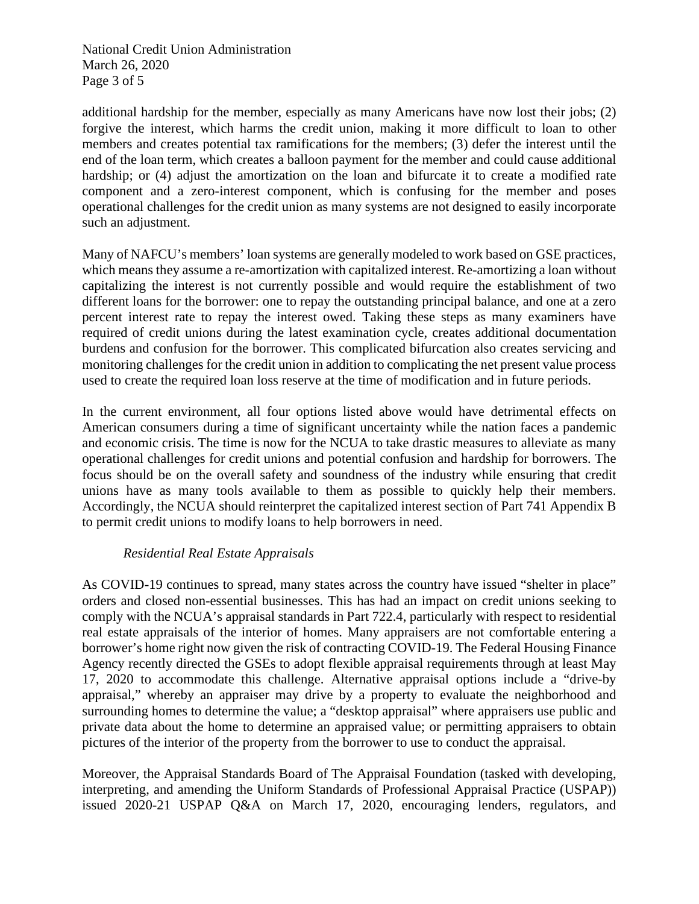additional hardship for the member, especially as many Americans have now lost their jobs; (2) forgive the interest, which harms the credit union, making it more difficult to loan to other members and creates potential tax ramifications for the members; (3) defer the interest until the end of the loan term, which creates a balloon payment for the member and could cause additional hardship; or (4) adjust the amortization on the loan and bifurcate it to create a modified rate component and a zero-interest component, which is confusing for the member and poses operational challenges for the credit union as many systems are not designed to easily incorporate such an adjustment.

Many of NAFCU's members' loan systems are generally modeled to work based on GSE practices, which means they assume a re-amortization with capitalized interest. Re-amortizing a loan without capitalizing the interest is not currently possible and would require the establishment of two different loans for the borrower: one to repay the outstanding principal balance, and one at a zero percent interest rate to repay the interest owed. Taking these steps as many examiners have required of credit unions during the latest examination cycle, creates additional documentation burdens and confusion for the borrower. This complicated bifurcation also creates servicing and monitoring challenges for the credit union in addition to complicating the net present value process used to create the required loan loss reserve at the time of modification and in future periods.

In the current environment, all four options listed above would have detrimental effects on American consumers during a time of significant uncertainty while the nation faces a pandemic and economic crisis. The time is now for the NCUA to take drastic measures to alleviate as many operational challenges for credit unions and potential confusion and hardship for borrowers. The focus should be on the overall safety and soundness of the industry while ensuring that credit unions have as many tools available to them as possible to quickly help their members. Accordingly, the NCUA should reinterpret the capitalized interest section of Part 741 Appendix B to permit credit unions to modify loans to help borrowers in need.

*Residential Real Estate Appraisals*

As COVID-19 continues to spread, many states across the country have issued "shelter in place" orders and closed non-essential businesses. This has had an impact on credit unions seeking to comply with the NCUA's appraisal standards in Part 722.4, particularly with respect to residential real estate appraisals of the interior of homes. Many appraisers are not comfortable entering a borrower's home right now given the risk of contracting COVID-19. The Federal Housing Finance Agency recently directed the GSEs to adopt flexible appraisal requirements through at least May 17, 2020 to accommodate this challenge. Alternative appraisal options include a "drive-by appraisal," whereby an appraiser may drive by a property to evaluate the neighborhood and surrounding homes to determine the value; a "desktop appraisal" where appraisers use public and private data about the home to determine an appraised value; or permitting appraisers to obtain pictures of the interior of the property from the borrower to use to conduct the appraisal.

Moreover, the Appraisal Standards Board of The Appraisal Foundation (tasked with developing, interpreting, and amending the Uniform Standards of Professional Appraisal Practice (USPAP)) issued 2020-21 USPAP Q&A on March 17, 2020, encouraging lenders, regulators, and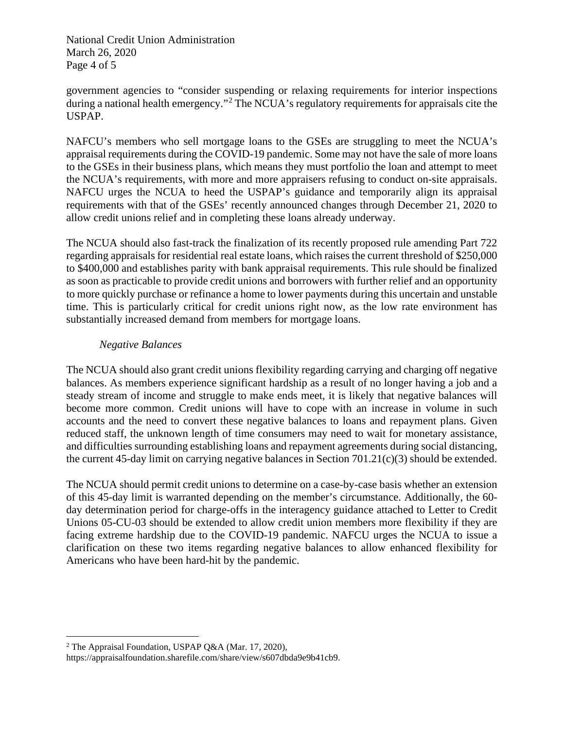government agencies to "consider suspending or relaxing requirements for interior inspections during a national health emergency."[2] The NCUA's regulatory requirements for appraisals cite the USPAP.

NAFCU's members who sell mortgage loans to the GSEs are struggling to meet the NCUA's appraisal requirements during the COVID-19 pandemic. Some may not have the sale of more loans to the GSEs in their business plans, which means they must portfolio the loan and attempt to meet the NCUA's requirements, with more and more appraisers refusing to conduct on-site appraisals. NAFCU urges the NCUA to heed the USPAP's guidance and temporarily align its appraisal requirements with that of the GSEs' recently announced changes through December 21, 2020 to allow credit unions relief and in completing these loans already underway.

The NCUA should also fast-track the finalization of its recently proposed rule amending Part 722 regarding appraisals for residential real estate loans, which raises the current threshold of $250,000 to $400,000 and establishes parity with bank appraisal requirements. This rule should be finalized as soon as practicable to provide credit unions and borrowers with further relief and an opportunity to more quickly purchase or refinance a home to lower payments during this uncertain and unstable time. This is particularly critical for credit unions right now, as the low rate environment has substantially increased demand from members for mortgage loans.

*Negative Balances*

The NCUA should also grant credit unions flexibility regarding carrying and charging off negative balances. As members experience significant hardship as a result of no longer having a job and a steady stream of income and struggle to make ends meet, it is likely that negative balances will become more common. Credit unions will have to cope with an increase in volume in such accounts and the need to convert these negative balances to loans and repayment plans. Given reduced staff, the unknown length of time consumers may need to wait for monetary assistance, and difficulties surrounding establishing loans and repayment agreements during social distancing, the current 45-day limit on carrying negative balances in Section 701.21(c)(3) should be extended.

The NCUA should permit credit unions to determine on a case-by-case basis whether an extension of this 45-day limit is warranted depending on the member's circumstance. Additionally, the 60-day determination period for charge-offs in the interagency guidance attached to Letter to Credit Unions 05-CU-03 should be extended to allow credit union members more flexibility if they are facing extreme hardship due to the COVID-19 pandemic. NAFCU urges the NCUA to issue a clarification on these two items regarding negative balances to allow enhanced flexibility for Americans who have been hard-hit by the pandemic.

---

[2] The Appraisal Foundation, USPAP Q&A (Mar. 17, 2020), https://appraisalfoundation.sharefile.com/share/view/s607dbda9e9b41cb9.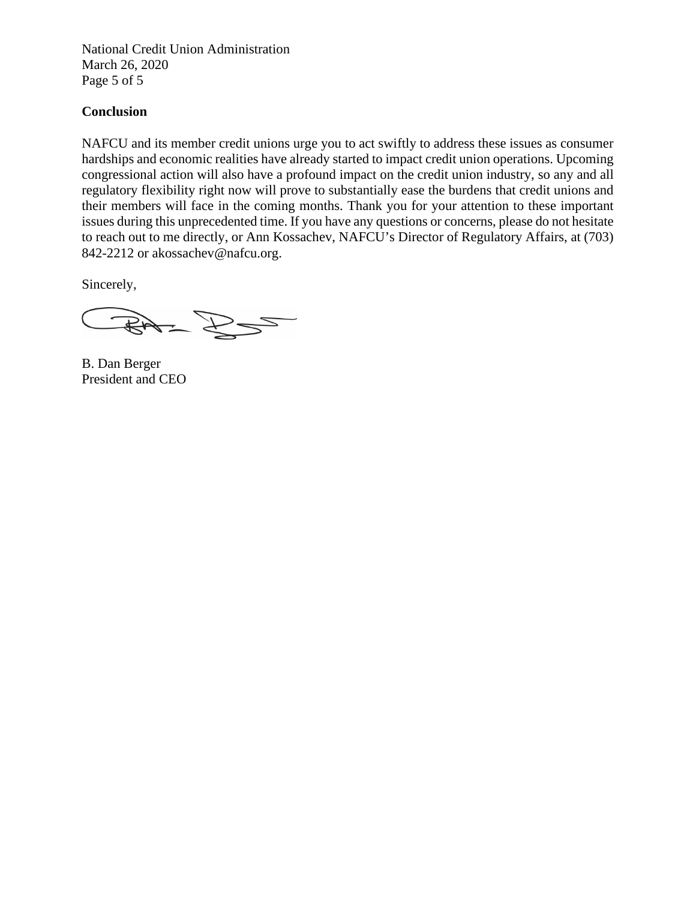## Conclusion

NAFCU and its member credit unions urge you to act swiftly to address these issues as consumer hardships and economic realities have already started to impact credit union operations. Upcoming congressional action will also have a profound impact on the credit union industry, so any and all regulatory flexibility right now will prove to substantially ease the burdens that credit unions and their members will face in the coming months. Thank you for your attention to these important issues during this unprecedented time. If you have any questions or concerns, please do not hesitate to reach out to me directly, or Ann Kossachev, NAFCU's Director of Regulatory Affairs, at (703) 842-2212 or akossachev@nafcu.org.

Sincerely,

B. Dan Berger
President and CEO